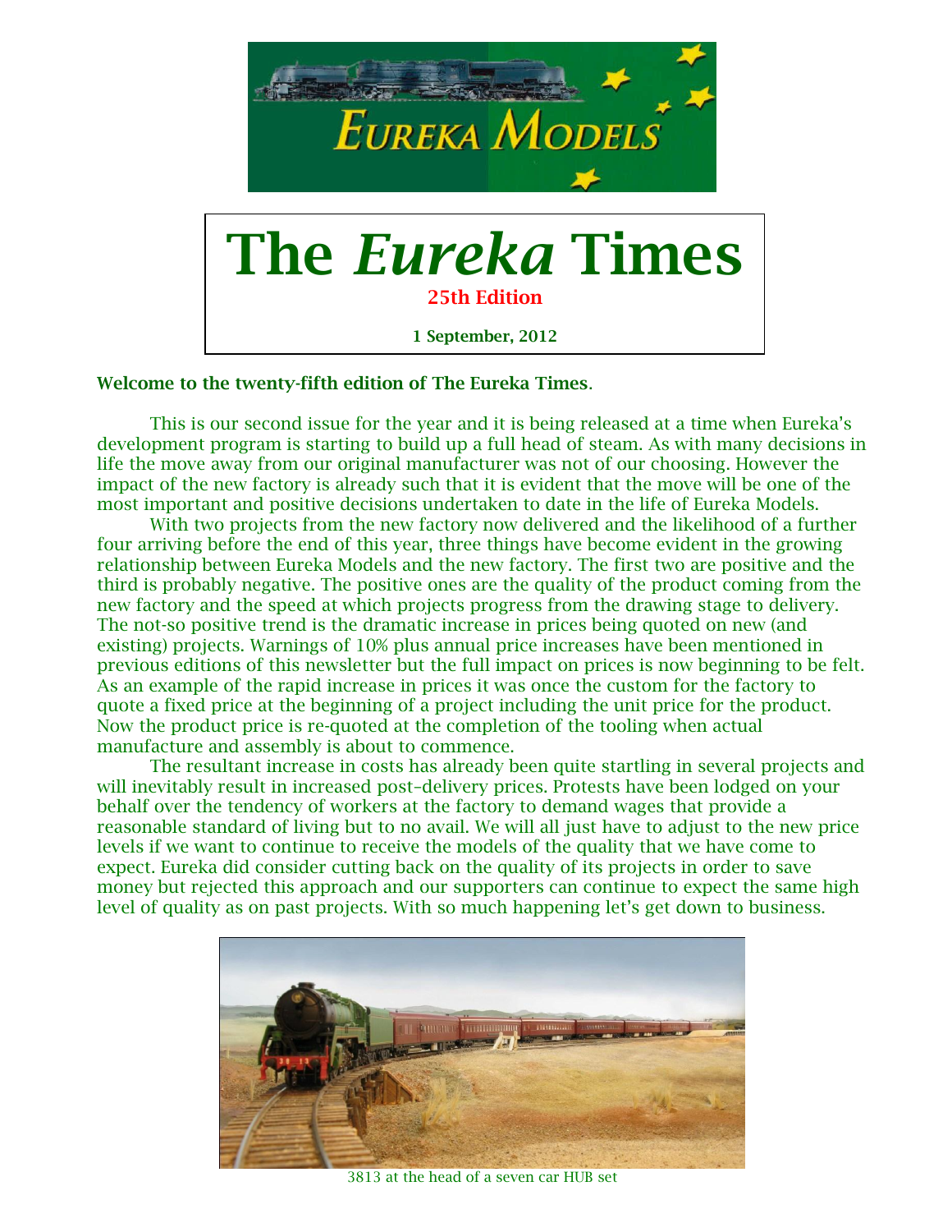# The *Eureka* Times

**25th Edition**

**1 September, 2012**

**Welcome to the twenty-fifth edition of The Eureka Times**.

This is our second issue for the year and it is being released at a time when Eureka's development program is starting to build up a full head of steam. As with many decisions in life the move away from our original manufacturer was not of our choosing. However the impact of the new factory is already such that it is evident that the move will be one of the most important and positive decisions undertaken to date in the life of Eureka Models.

With two projects from the new factory now delivered and the likelihood of a further four arriving before the end of this year, three things have become evident in the growing relationship between Eureka Models and the new factory. The first two are positive and the third is probably negative. The positive ones are the quality of the product coming from the new factory and the speed at which projects progress from the drawing stage to delivery. The not-so positive trend is the dramatic increase in prices being quoted on new (and existing) projects. Warnings of 10% plus annual price increases have been mentioned in previous editions of this newsletter but the full impact on prices is now beginning to be felt. As an example of the rapid increase in prices it was once the custom for the factory to quote a fixed price at the beginning of a project including the unit price for the product. Now the product price is re-quoted at the completion of the tooling when actual manufacture and assembly is about to commence.

The resultant increase in costs has already been quite startling in several projects and will inevitably result in increased post-delivery prices. Protests have been lodged on your behalf over the tendency of workers at the factory to demand wages that provide a reasonable standard of living but to no avail. We will all just have to adjust to the new price levels if we want to continue to receive the models of the quality that we have come to expect. Eureka did consider cutting back on the quality of its projects in order to save money but rejected this approach and our supporters can continue to expect the same high level of quality as on past projects. With so much happening let's get down to business.

3813 at the head of a seven car HUB set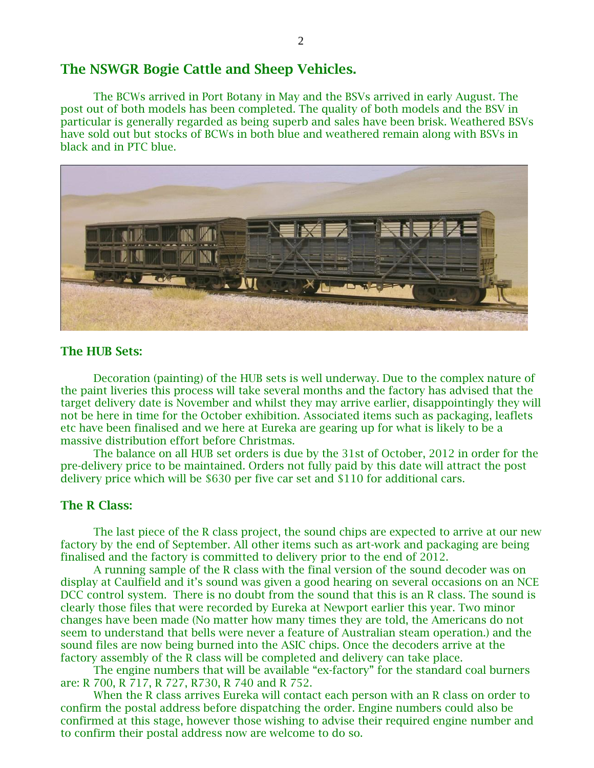## The NSWGR Bogie Cattle and Sheep Vehicles.

The BCWs arrived in Port Botany in May and the BSVs arrived in early August. The post out of both models has been completed. The quality of both models and the BSV in particular is generally regarded as being superb and sales have been brisk. Weathered BSVs have sold out but stocks of BCWs in both blue and weathered remain along with BSVs in black and in PTC blue.

### The HUB Sets:

Decoration (painting) of the HUB sets is well underway. Due to the complex nature of the paint liveries this process will take several months and the factory has advised that the target delivery date is November and whilst they may arrive earlier, disappointingly they will not be here in time for the October exhibition. Associated items such as packaging, leaflets etc have been finalised and we here at Eureka are gearing up for what is likely to be a massive distribution effort before Christmas.

The balance on all HUB set orders is due by the 31st of October, 2012 in order for the pre-delivery price to be maintained. Orders not fully paid by this date will attract the post delivery price which will be $630 per five car set and $110 for additional cars.

### The R Class:

The last piece of the R class project, the sound chips are expected to arrive at our new factory by the end of September. All other items such as art-work and packaging are being finalised and the factory is committed to delivery prior to the end of 2012.

A running sample of the R class with the final version of the sound decoder was on display at Caulfield and it's sound was given a good hearing on several occasions on an NCE DCC control system. There is no doubt from the sound that this is an R class. The sound is clearly those files that were recorded by Eureka at Newport earlier this year. Two minor changes have been made (No matter how many times they are told, the Americans do not seem to understand that bells were never a feature of Australian steam operation.) and the sound files are now being burned into the ASIC chips. Once the decoders arrive at the factory assembly of the R class will be completed and delivery can take place.

The engine numbers that will be available "ex-factory" for the standard coal burners are: R 700, R 717, R 727, R730, R 740 and R 752.

When the R class arrives Eureka will contact each person with an R class on order to confirm the postal address before dispatching the order. Engine numbers could also be confirmed at this stage, however those wishing to advise their required engine number and to confirm their postal address now are welcome to do so.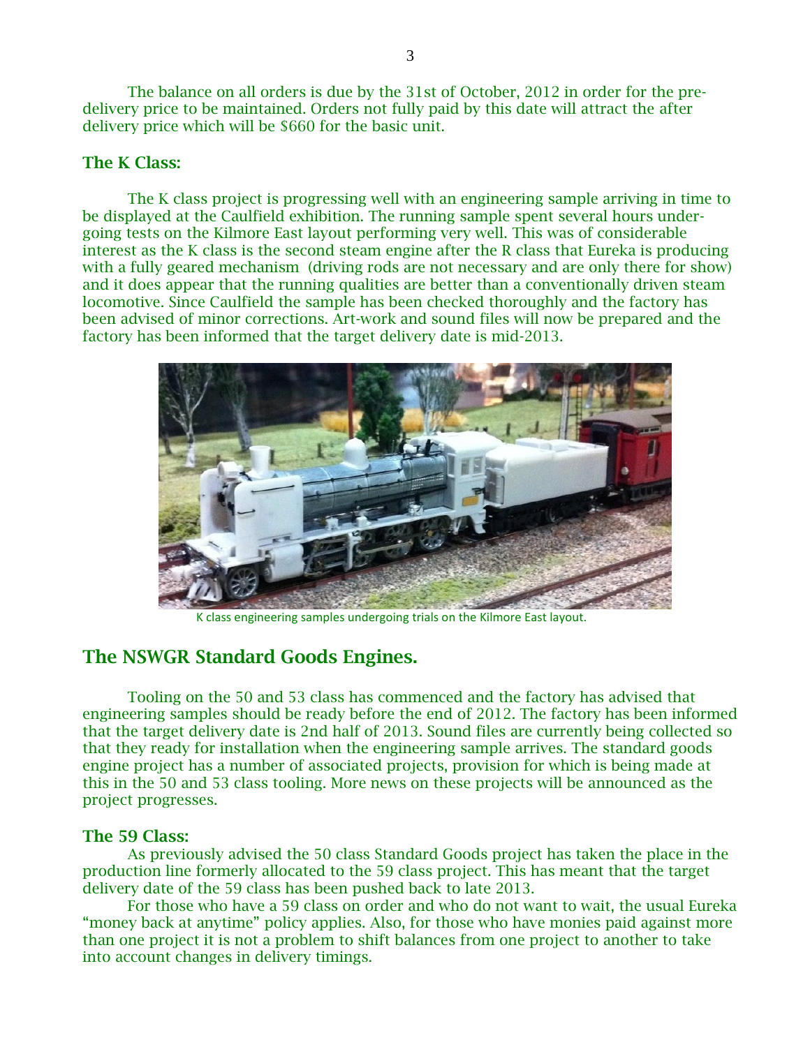The balance on all orders is due by the 31st of October, 2012 in order for the pre-delivery price to be maintained. Orders not fully paid by this date will attract the after delivery price which will be $660 for the basic unit.

### The K Class:

The K class project is progressing well with an engineering sample arriving in time to be displayed at the Caulfield exhibition. The running sample spent several hours undergoing tests on the Kilmore East layout performing very well. This was of considerable interest as the K class is the second steam engine after the R class that Eureka is producing with a fully geared mechanism (driving rods are not necessary and are only there for show) and it does appear that the running qualities are better than a conventionally driven steam locomotive. Since Caulfield the sample has been checked thoroughly and the factory has been advised of minor corrections. Art-work and sound files will now be prepared and the factory has been informed that the target delivery date is mid-2013.

K class engineering samples undergoing trials on the Kilmore East layout.

## The NSWGR Standard Goods Engines.

Tooling on the 50 and 53 class has commenced and the factory has advised that engineering samples should be ready before the end of 2012. The factory has been informed that the target delivery date is 2nd half of 2013. Sound files are currently being collected so that they ready for installation when the engineering sample arrives. The standard goods engine project has a number of associated projects, provision for which is being made at this in the 50 and 53 class tooling. More news on these projects will be announced as the project progresses.

### The 59 Class:

As previously advised the 50 class Standard Goods project has taken the place in the production line formerly allocated to the 59 class project. This has meant that the target delivery date of the 59 class has been pushed back to late 2013.

For those who have a 59 class on order and who do not want to wait, the usual Eureka "money back at anytime" policy applies. Also, for those who have monies paid against more than one project it is not a problem to shift balances from one project to another to take into account changes in delivery timings.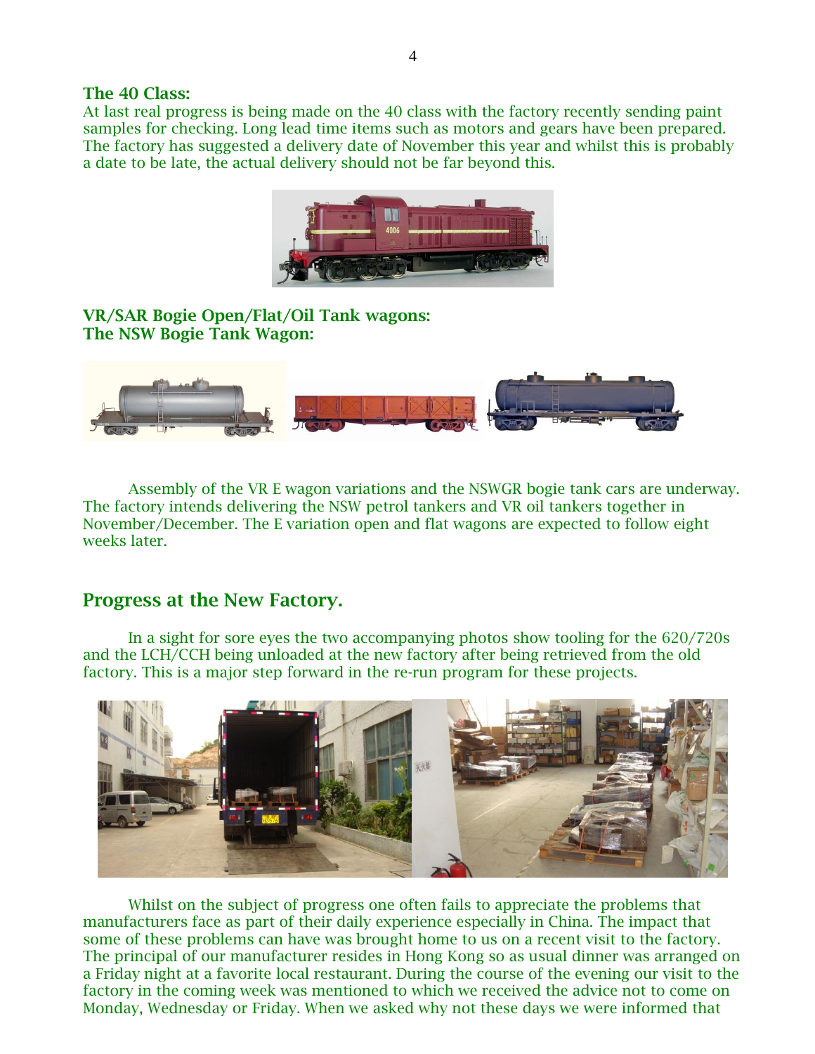### The 40 Class:

At last real progress is being made on the 40 class with the factory recently sending paint samples for checking. Long lead time items such as motors and gears have been prepared. The factory has suggested a delivery date of November this year and whilst this is probably a date to be late, the actual delivery should not be far beyond this.

### VR/SAR Bogie Open/Flat/Oil Tank wagons:
### The NSW Bogie Tank Wagon:

Assembly of the VR E wagon variations and the NSWGR bogie tank cars are underway. The factory intends delivering the NSW petrol tankers and VR oil tankers together in November/December. The E variation open and flat wagons are expected to follow eight weeks later.

## Progress at the New Factory.

In a sight for sore eyes the two accompanying photos show tooling for the 620/720s and the LCH/CCH being unloaded at the new factory after being retrieved from the old factory. This is a major step forward in the re-run program for these projects.

Whilst on the subject of progress one often fails to appreciate the problems that manufacturers face as part of their daily experience especially in China. The impact that some of these problems can have was brought home to us on a recent visit to the factory. The principal of our manufacturer resides in Hong Kong so as usual dinner was arranged on a Friday night at a favorite local restaurant. During the course of the evening our visit to the factory in the coming week was mentioned to which we received the advice not to come on Monday, Wednesday or Friday. When we asked why not these days we were informed that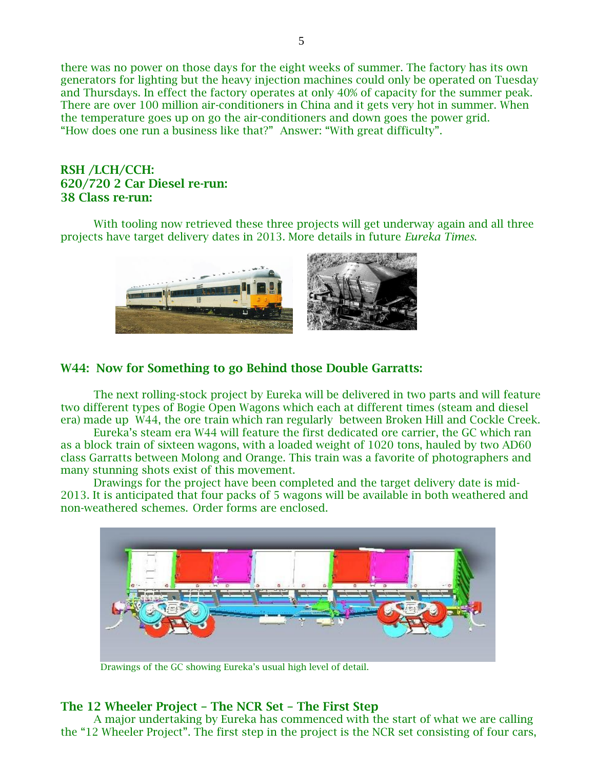there was no power on those days for the eight weeks of summer. The factory has its own generators for lighting but the heavy injection machines could only be operated on Tuesday and Thursdays. In effect the factory operates at only 40% of capacity for the summer peak. There are over 100 million air-conditioners in China and it gets very hot in summer. When the temperature goes up on go the air-conditioners and down goes the power grid. "How does one run a business like that?" Answer: "With great difficulty".

### RSH /LCH/CCH:
### 620/720 2 Car Diesel re-run:
### 38 Class re-run:

With tooling now retrieved these three projects will get underway again and all three projects have target delivery dates in 2013. More details in future *Eureka Times*.

### W44: Now for Something to go Behind those Double Garratts:

The next rolling-stock project by Eureka will be delivered in two parts and will feature two different types of Bogie Open Wagons which each at different times (steam and diesel era) made up W44, the ore train which ran regularly between Broken Hill and Cockle Creek.

Eureka's steam era W44 will feature the first dedicated ore carrier, the GC which ran as a block train of sixteen wagons, with a loaded weight of 1020 tons, hauled by two AD60 class Garratts between Molong and Orange. This train was a favorite of photographers and many stunning shots exist of this movement.

Drawings for the project have been completed and the target delivery date is mid-2013. It is anticipated that four packs of 5 wagons will be available in both weathered and non-weathered schemes. Order forms are enclosed.

Drawings of the GC showing Eureka's usual high level of detail.

### The 12 Wheeler Project – The NCR Set – The First Step

A major undertaking by Eureka has commenced with the start of what we are calling the "12 Wheeler Project". The first step in the project is the NCR set consisting of four cars,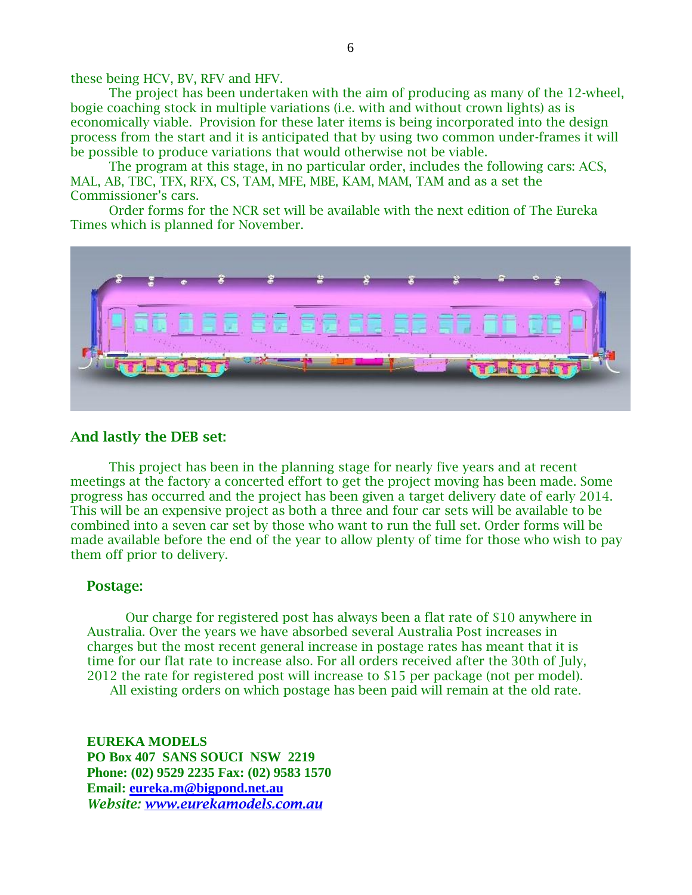these being HCV, BV, RFV and HFV.

The project has been undertaken with the aim of producing as many of the 12-wheel, bogie coaching stock in multiple variations (i.e. with and without crown lights) as is economically viable. Provision for these later items is being incorporated into the design process from the start and it is anticipated that by using two common under-frames it will be possible to produce variations that would otherwise not be viable.

The program at this stage, in no particular order, includes the following cars: ACS, MAL, AB, TBC, TFX, RFX, CS, TAM, MFE, MBE, KAM, MAM, TAM and as a set the Commissioner's cars.

Order forms for the NCR set will be available with the next edition of The Eureka Times which is planned for November.

## And lastly the DEB set:

This project has been in the planning stage for nearly five years and at recent meetings at the factory a concerted effort to get the project moving has been made. Some progress has occurred and the project has been given a target delivery date of early 2014. This will be an expensive project as both a three and four car sets will be available to be combined into a seven car set by those who want to run the full set. Order forms will be made available before the end of the year to allow plenty of time for those who wish to pay them off prior to delivery.

## Postage:

Our charge for registered post has always been a flat rate of $10 anywhere in Australia. Over the years we have absorbed several Australia Post increases in charges but the most recent general increase in postage rates has meant that it is time for our flat rate to increase also. For all orders received after the 30th of July, 2012 the rate for registered post will increase to $15 per package (not per model).

All existing orders on which postage has been paid will remain at the old rate.

**EUREKA MODELS**
**PO Box 407 SANS SOUCI NSW 2219**
**Phone: (02) 9529 2235 Fax: (02) 9583 1570**
**Email: eureka.m@bigpond.net.au**
***Website: www.eurekamodels.com.au***